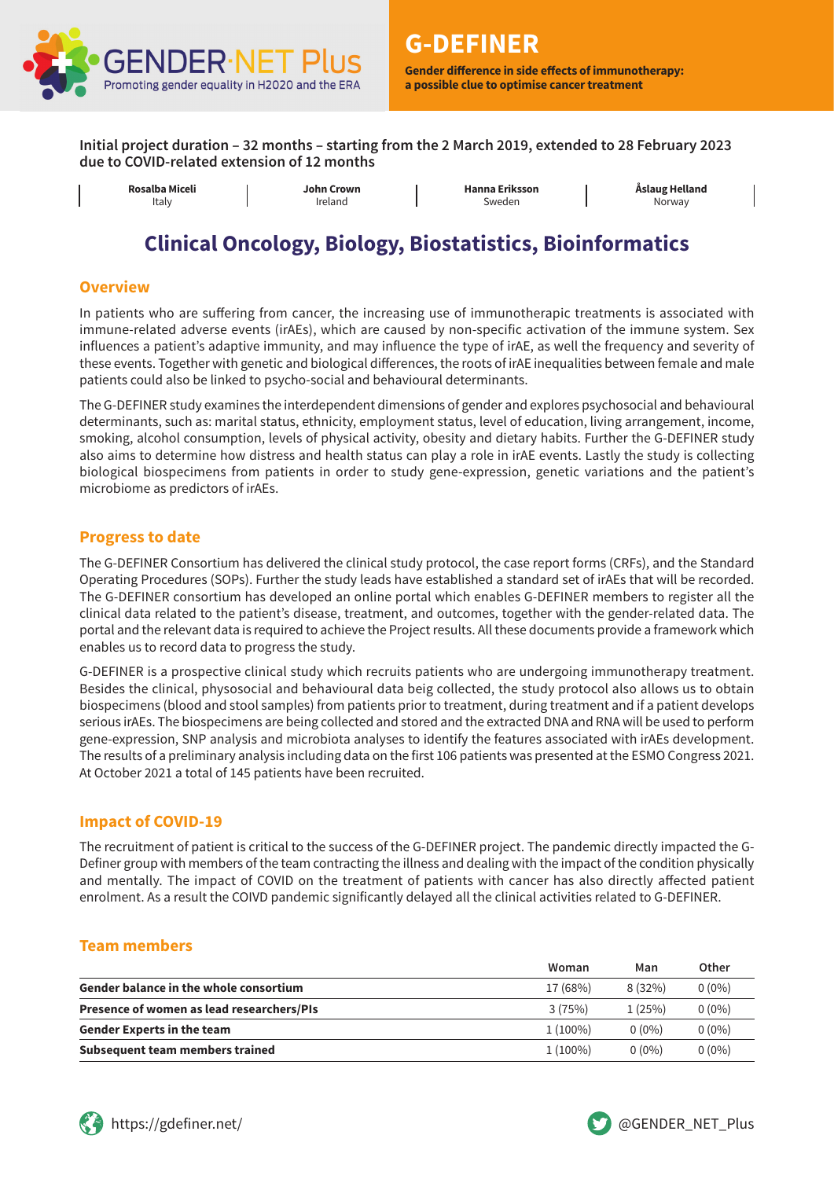GENDER·NET Plus
Promoting gender equality in H2020 and the ERA

# G-DEFINER

**Gender difference in side effects of immunotherapy: a possible clue to optimise cancer treatment**

**Initial project duration – 32 months – starting from the 2 March 2019, extended to 28 February 2023 due to COVID-related extension of 12 months**

| **Rosalba Miceli** | **John Crown** | **Hanna Eriksson** | **Åslaug Helland** |
|---|---|---|---|
| Italy | Ireland | Sweden | Norway |

## Clinical Oncology, Biology, Biostatistics, Bioinformatics

### Overview

In patients who are suffering from cancer, the increasing use of immunotherapic treatments is associated with immune-related adverse events (irAEs), which are caused by non-specific activation of the immune system. Sex influences a patient's adaptive immunity, and may influence the type of irAE, as well the frequency and severity of these events. Together with genetic and biological differences, the roots of irAE inequalities between female and male patients could also be linked to psycho-social and behavioural determinants.

The G-DEFINER study examines the interdependent dimensions of gender and explores psychosocial and behavioural determinants, such as: marital status, ethnicity, employment status, level of education, living arrangement, income, smoking, alcohol consumption, levels of physical activity, obesity and dietary habits. Further the G-DEFINER study also aims to determine how distress and health status can play a role in irAE events. Lastly the study is collecting biological biospecimens from patients in order to study gene-expression, genetic variations and the patient's microbiome as predictors of irAEs.

### Progress to date

The G-DEFINER Consortium has delivered the clinical study protocol, the case report forms (CRFs), and the Standard Operating Procedures (SOPs). Further the study leads have established a standard set of irAEs that will be recorded. The G-DEFINER consortium has developed an online portal which enables G-DEFINER members to register all the clinical data related to the patient's disease, treatment, and outcomes, together with the gender-related data. The portal and the relevant data is required to achieve the Project results. All these documents provide a framework which enables us to record data to progress the study.

G-DEFINER is a prospective clinical study which recruits patients who are undergoing immunotherapy treatment. Besides the clinical, physosocial and behavioural data beig collected, the study protocol also allows us to obtain biospecimens (blood and stool samples) from patients prior to treatment, during treatment and if a patient develops serious irAEs. The biospecimens are being collected and stored and the extracted DNA and RNA will be used to perform gene-expression, SNP analysis and microbiota analyses to identify the features associated with irAEs development. The results of a preliminary analysis including data on the first 106 patients was presented at the ESMO Congress 2021. At October 2021 a total of 145 patients have been recruited.

### Impact of COVID-19

The recruitment of patient is critical to the success of the G-DEFINER project. The pandemic directly impacted the G-Definer group with members of the team contracting the illness and dealing with the impact of the condition physically and mentally. The impact of COVID on the treatment of patients with cancer has also directly affected patient enrolment. As a result the COIVD pandemic significantly delayed all the clinical activities related to G-DEFINER.

### Team members

| | Woman | Man | Other |
|---|---|---|---|
| **Gender balance in the whole consortium** | 17 (68%) | 8 (32%) | 0 (0%) |
| **Presence of women as lead researchers/PIs** | 3 (75%) | 1 (25%) | 0 (0%) |
| **Gender Experts in the team** | 1 (100%) | 0 (0%) | 0 (0%) |
| **Subsequent team members trained** | 1 (100%) | 0 (0%) | 0 (0%) |

https://gdefiner.net/

@GENDER_NET_Plus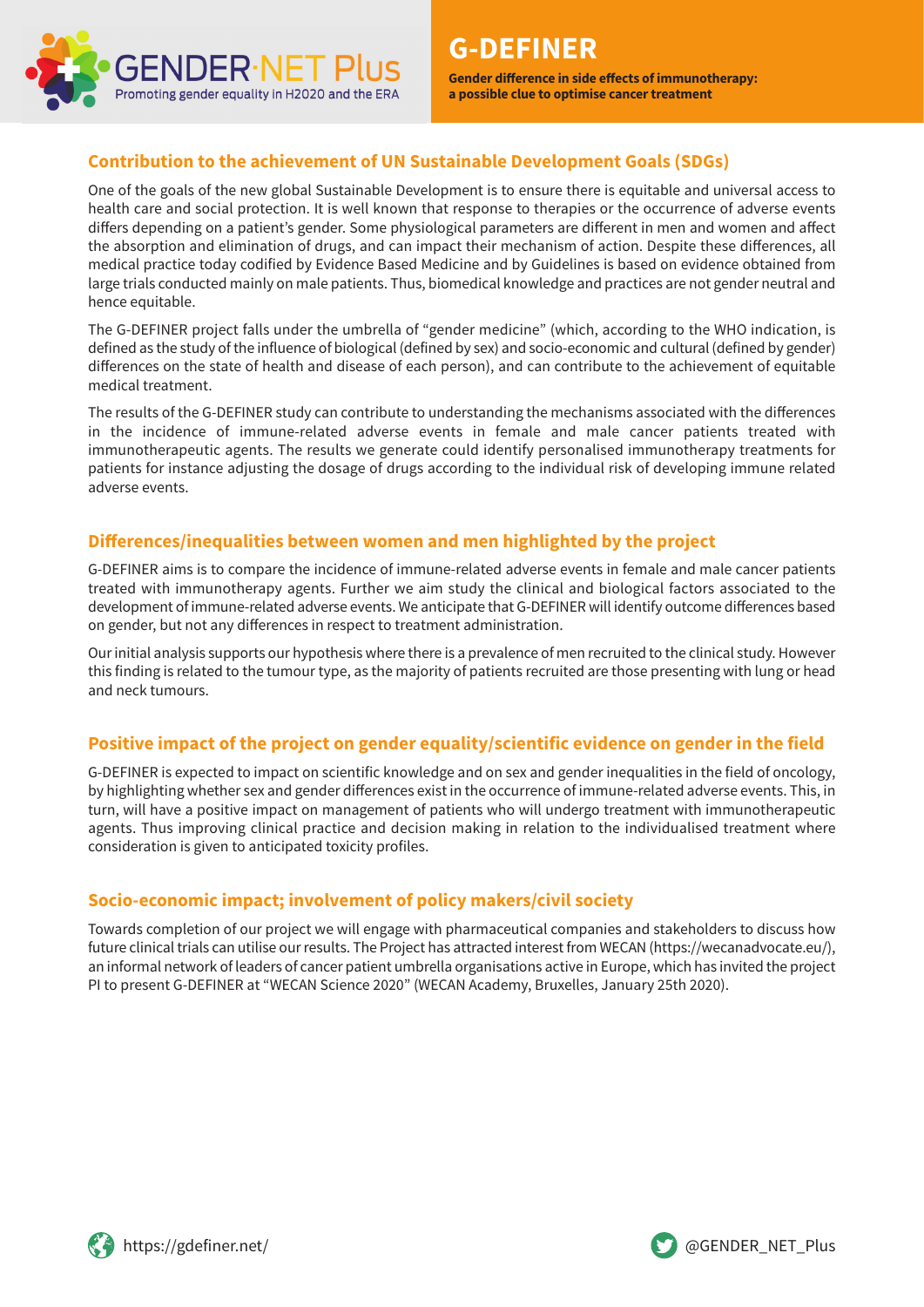# G-DEFINER

**Gender difference in side effects of immunotherapy: a possible clue to optimise cancer treatment**

## Contribution to the achievement of UN Sustainable Development Goals (SDGs)

One of the goals of the new global Sustainable Development is to ensure there is equitable and universal access to health care and social protection. It is well known that response to therapies or the occurrence of adverse events differs depending on a patient's gender. Some physiological parameters are different in men and women and affect the absorption and elimination of drugs, and can impact their mechanism of action. Despite these differences, all medical practice today codified by Evidence Based Medicine and by Guidelines is based on evidence obtained from large trials conducted mainly on male patients. Thus, biomedical knowledge and practices are not gender neutral and hence equitable.

The G-DEFINER project falls under the umbrella of "gender medicine" (which, according to the WHO indication, is defined as the study of the influence of biological (defined by sex) and socio-economic and cultural (defined by gender) differences on the state of health and disease of each person), and can contribute to the achievement of equitable medical treatment.

The results of the G-DEFINER study can contribute to understanding the mechanisms associated with the differences in the incidence of immune-related adverse events in female and male cancer patients treated with immunotherapeutic agents. The results we generate could identify personalised immunotherapy treatments for patients for instance adjusting the dosage of drugs according to the individual risk of developing immune related adverse events.

## Differences/inequalities between women and men highlighted by the project

G-DEFINER aims is to compare the incidence of immune-related adverse events in female and male cancer patients treated with immunotherapy agents. Further we aim study the clinical and biological factors associated to the development of immune-related adverse events. We anticipate that G-DEFINER will identify outcome differences based on gender, but not any differences in respect to treatment administration.

Our initial analysis supports our hypothesis where there is a prevalence of men recruited to the clinical study. However this finding is related to the tumour type, as the majority of patients recruited are those presenting with lung or head and neck tumours.

## Positive impact of the project on gender equality/scientific evidence on gender in the field

G-DEFINER is expected to impact on scientific knowledge and on sex and gender inequalities in the field of oncology, by highlighting whether sex and gender differences exist in the occurrence of immune-related adverse events. This, in turn, will have a positive impact on management of patients who will undergo treatment with immunotherapeutic agents. Thus improving clinical practice and decision making in relation to the individualised treatment where consideration is given to anticipated toxicity profiles.

## Socio-economic impact; involvement of policy makers/civil society

Towards completion of our project we will engage with pharmaceutical companies and stakeholders to discuss how future clinical trials can utilise our results. The Project has attracted interest from WECAN (https://wecanadvocate.eu/), an informal network of leaders of cancer patient umbrella organisations active in Europe, which has invited the project PI to present G-DEFINER at "WECAN Science 2020" (WECAN Academy, Bruxelles, January 25th 2020).

https://gdefiner.net/

@GENDER_NET_Plus